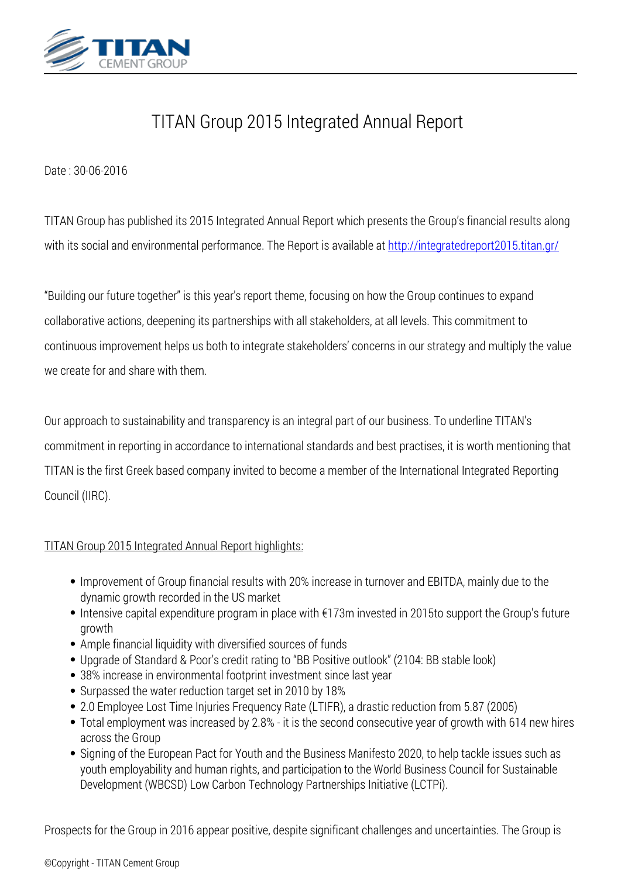# TITAN Group 2015 Integrated Annual Report

Date : 30-06-2016

TITAN Group has published its 2015 Integrated Annual Report which presents the Group's financial results along with its social and environmental performance. The Report is available at http://integratedreport2015.titan.gr/

"Building our future together" is this year's report theme, focusing on how the Group continues to expand collaborative actions, deepening its partnerships with all stakeholders, at all levels. This commitment to continuous improvement helps us both to integrate stakeholders' concerns in our strategy and multiply the value we create for and share with them.

Our approach to sustainability and transparency is an integral part of our business. To underline TITAN's commitment in reporting in accordance to international standards and best practises, it is worth mentioning that TITAN is the first Greek based company invited to become a member of the International Integrated Reporting Council (IIRC).

TITAN Group 2015 Integrated Annual Report highlights:

- Improvement of Group financial results with 20% increase in turnover and EBITDA, mainly due to the dynamic growth recorded in the US market
- Intensive capital expenditure program in place with €173m invested in 2015to support the Group's future growth
- Ample financial liquidity with diversified sources of funds
- Upgrade of Standard & Poor's credit rating to "BB Positive outlook" (2104: BB stable look)
- 38% increase in environmental footprint investment since last year
- Surpassed the water reduction target set in 2010 by 18%
- 2.0 Employee Lost Time Injuries Frequency Rate (LTIFR), a drastic reduction from 5.87 (2005)
- Total employment was increased by 2.8% - it is the second consecutive year of growth with 614 new hires across the Group
- Signing of the European Pact for Youth and the Business Manifesto 2020, to help tackle issues such as youth employability and human rights, and participation to the World Business Council for Sustainable Development (WBCSD) Low Carbon Technology Partnerships Initiative (LCTPi).

Prospects for the Group in 2016 appear positive, despite significant challenges and uncertainties. The Group is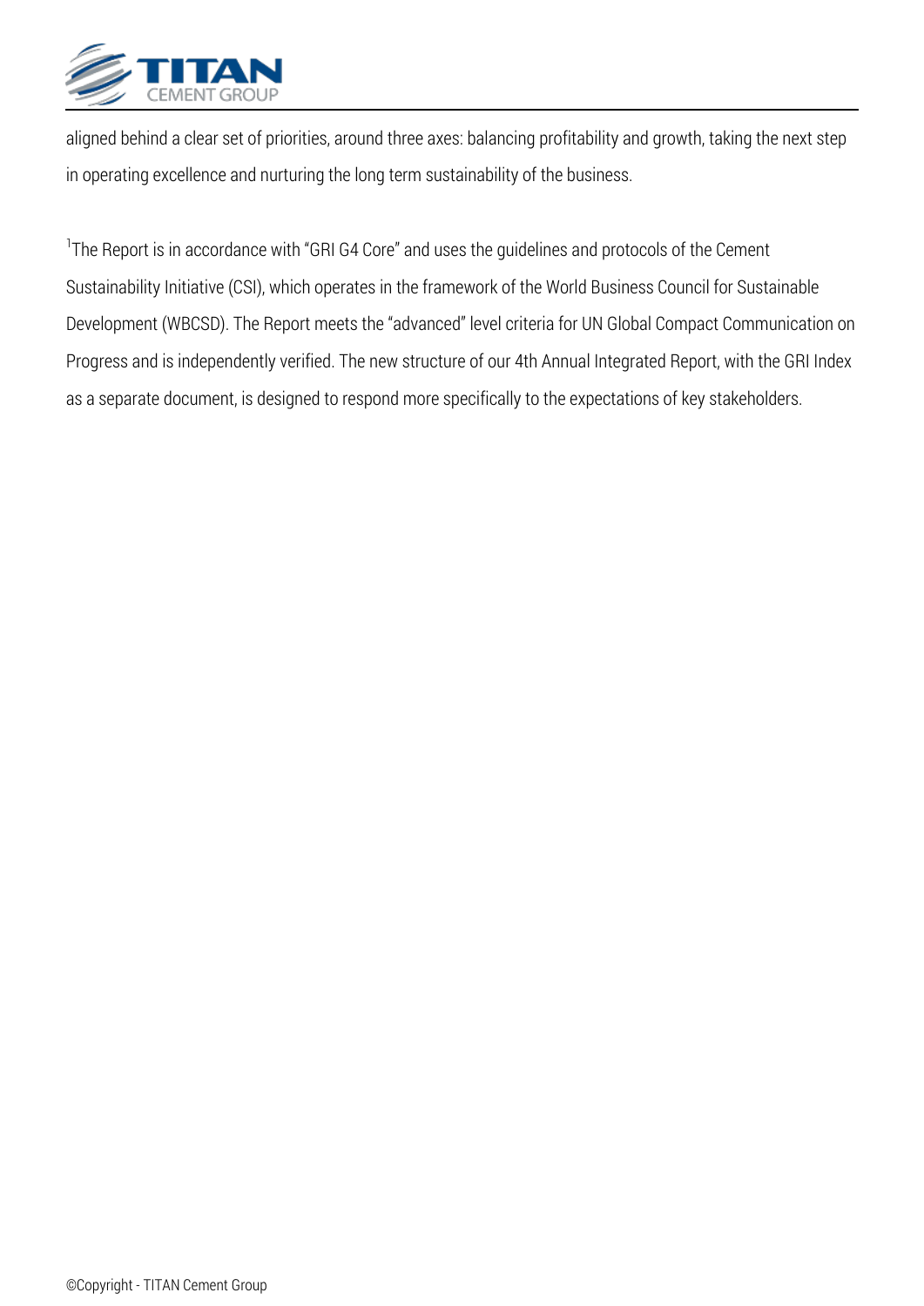aligned behind a clear set of priorities, around three axes: balancing profitability and growth, taking the next step in operating excellence and nurturing the long term sustainability of the business.

[1]The Report is in accordance with "GRI G4 Core" and uses the guidelines and protocols of the Cement Sustainability Initiative (CSI), which operates in the framework of the World Business Council for Sustainable Development (WBCSD). The Report meets the "advanced" level criteria for UN Global Compact Communication on Progress and is independently verified. The new structure of our 4th Annual Integrated Report, with the GRI Index as a separate document, is designed to respond more specifically to the expectations of key stakeholders.